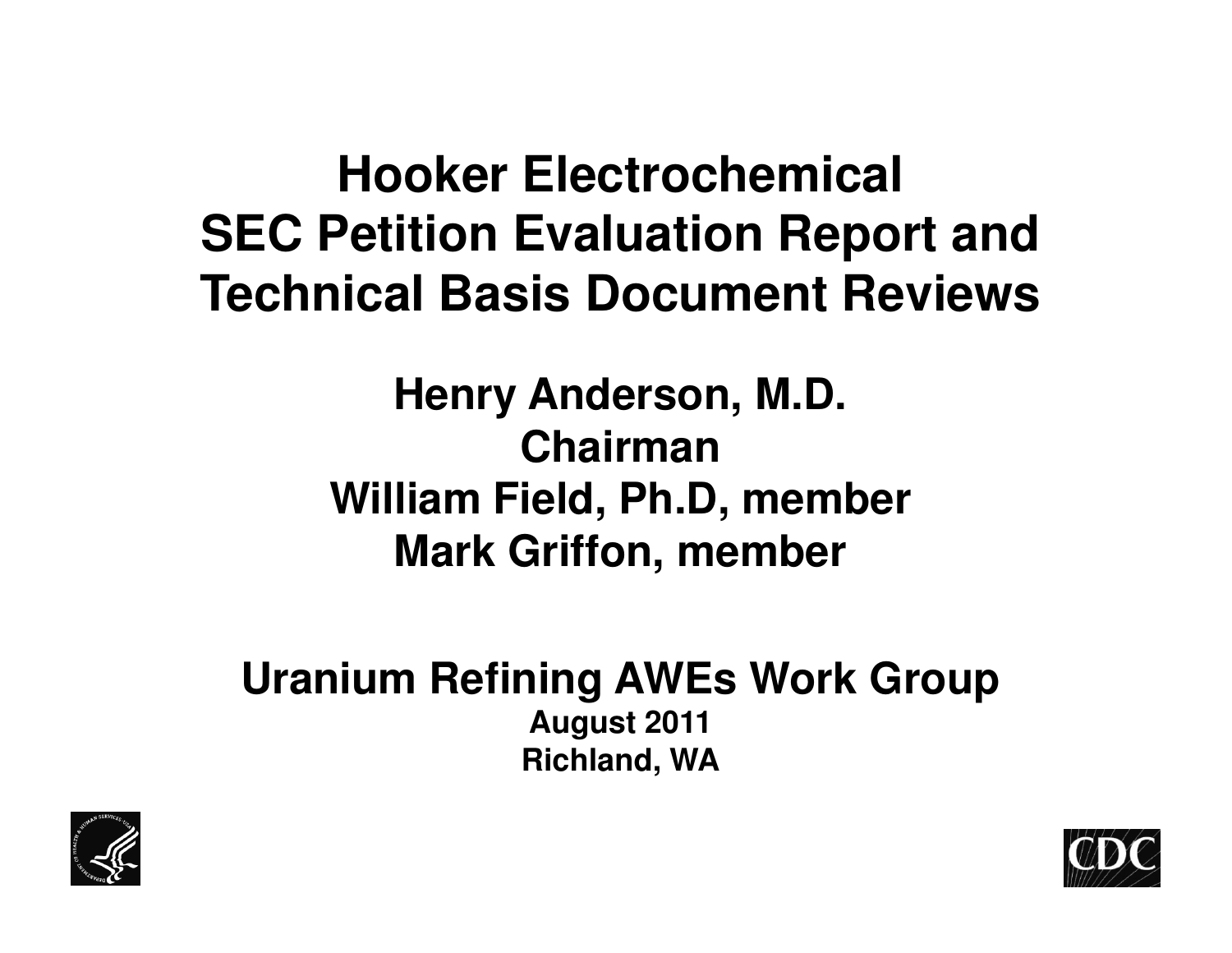# Hooker Electrochemical SEC Petition Evaluation Report and Technical Basis Document Reviews

**Henry Anderson, M.D.**
**Chairman**
**William Field, Ph.D, member**
**Mark Griffon, member**

**Uranium Refining AWEs Work Group**
**August 2011**
**Richland, WA**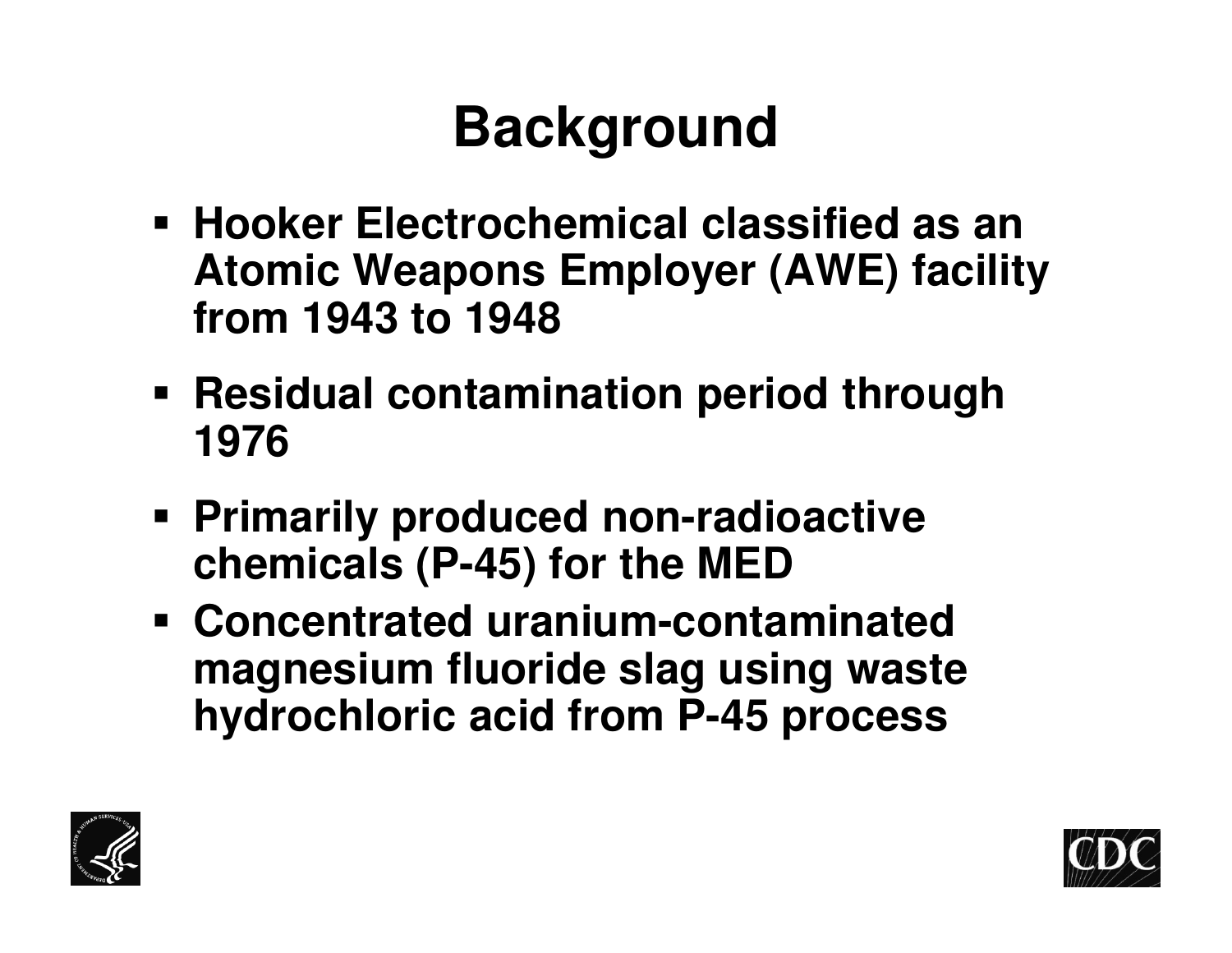# Background

- Hooker Electrochemical classified as an Atomic Weapons Employer (AWE) facility from 1943 to 1948
- Residual contamination period through 1976
- Primarily produced non-radioactive chemicals (P-45) for the MED
- Concentrated uranium-contaminated magnesium fluoride slag using waste hydrochloric acid from P-45 process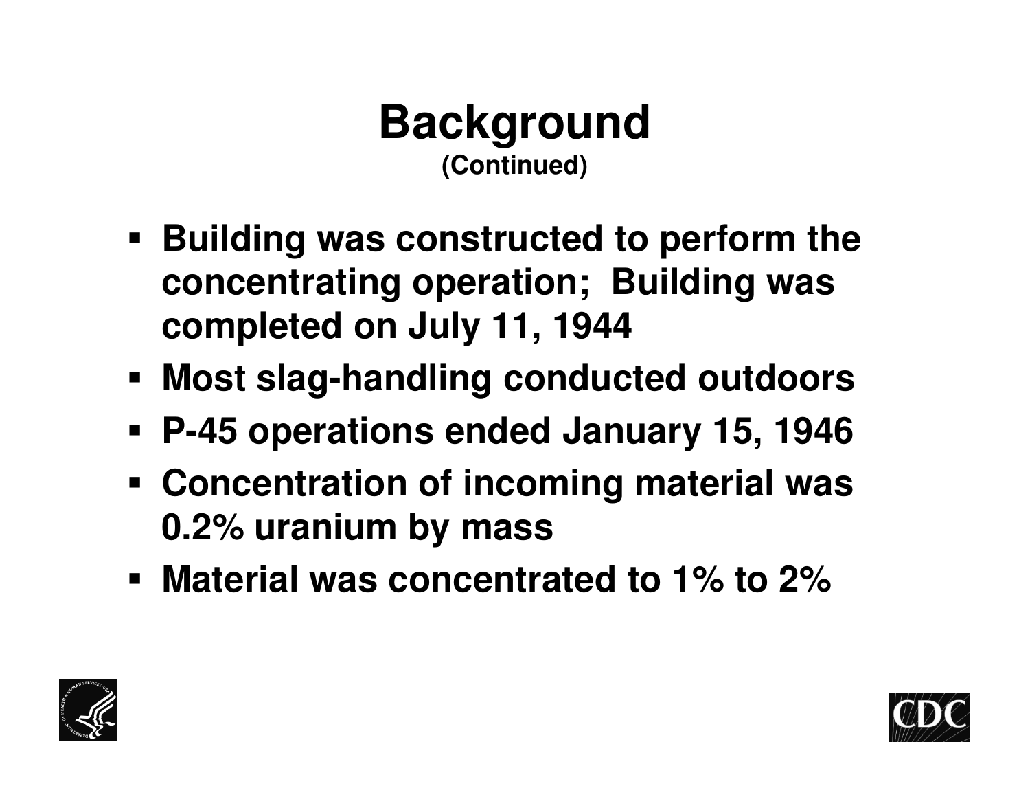# Background

**(Continued)**

- **Building was constructed to perform the concentrating operation; Building was completed on July 11, 1944**
- **Most slag-handling conducted outdoors**
- **P-45 operations ended January 15, 1946**
- **Concentration of incoming material was 0.2% uranium by mass**
- **Material was concentrated to 1% to 2%**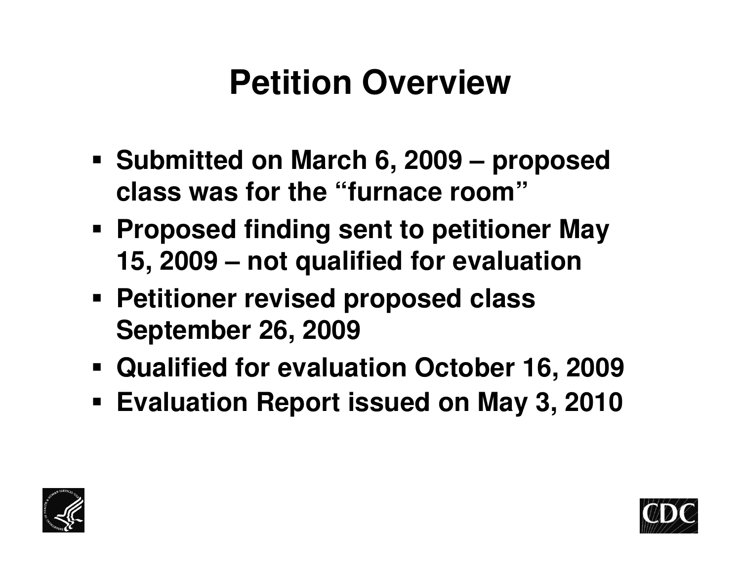# Petition Overview

- Submitted on March 6, 2009 – proposed class was for the "furnace room"
- Proposed finding sent to petitioner May 15, 2009 – not qualified for evaluation
- Petitioner revised proposed class September 26, 2009
- Qualified for evaluation October 16, 2009
- Evaluation Report issued on May 3, 2010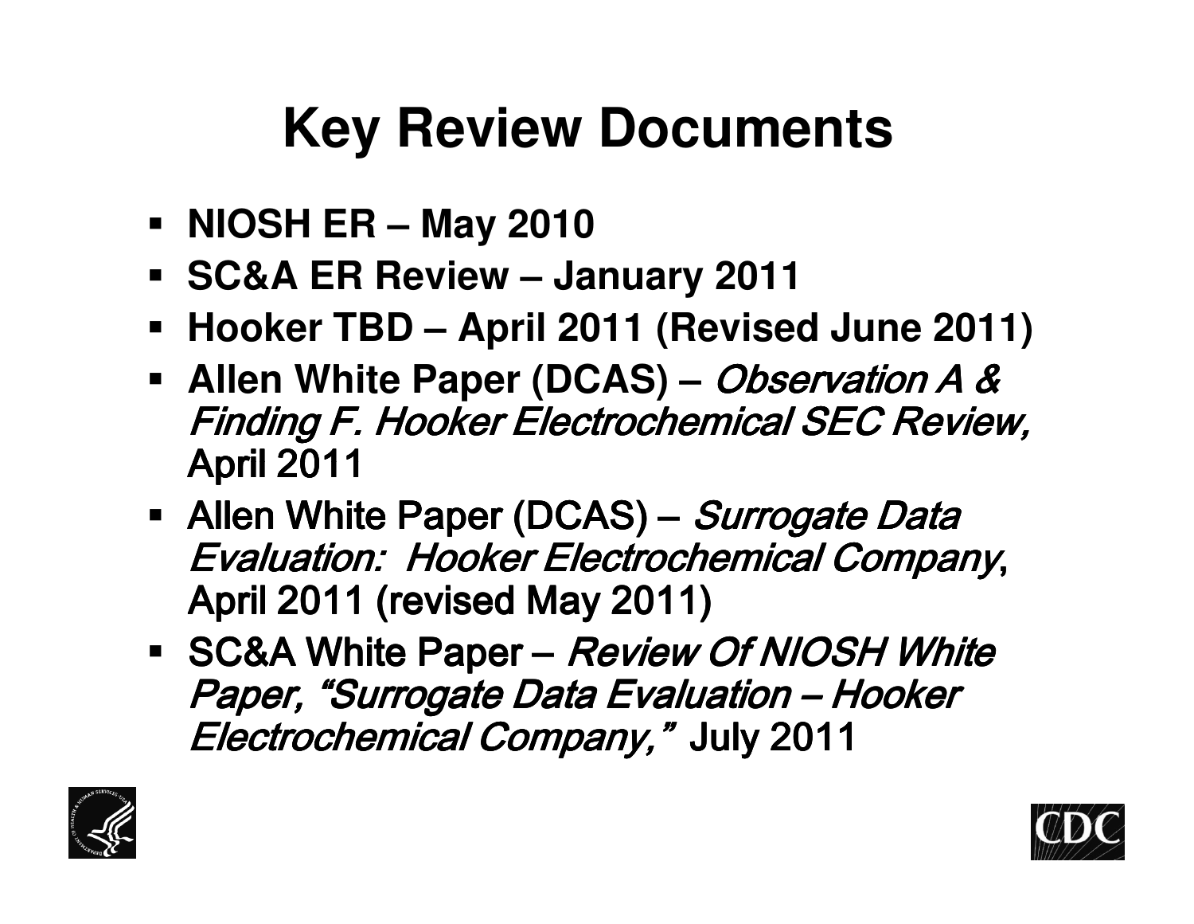# Key Review Documents

- **NIOSH ER – May 2010**
- **SC&A ER Review – January 2011**
- **Hooker TBD – April 2011 (Revised June 2011)**
- **Allen White Paper (DCAS) –** ***Observation A & Finding F. Hooker Electrochemical SEC Review,*** **April 2011**
- Allen White Paper (DCAS) – *Surrogate Data Evaluation: Hooker Electrochemical Company*, April 2011 (revised May 2011)
- SC&A White Paper – *Review Of NIOSH White Paper, "Surrogate Data Evaluation – Hooker Electrochemical Company,"* July 2011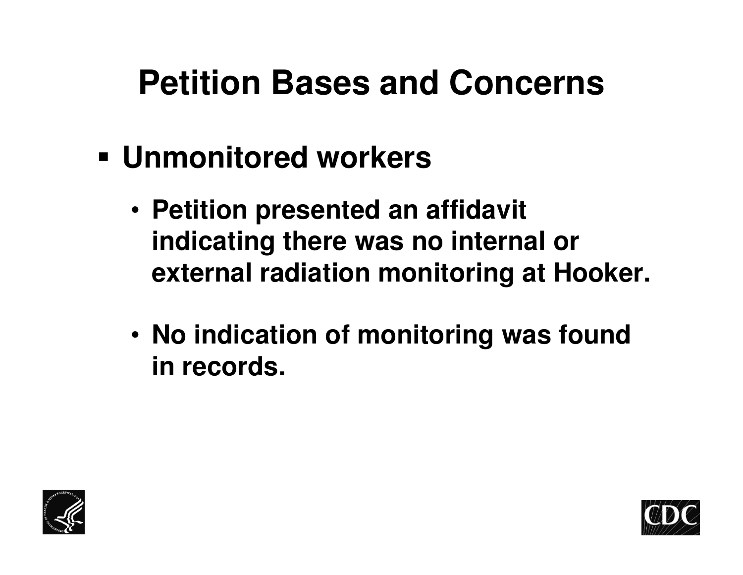# Petition Bases and Concerns

- **Unmonitored workers**
  - **Petition presented an affidavit indicating there was no internal or external radiation monitoring at Hooker.**
  - **No indication of monitoring was found in records.**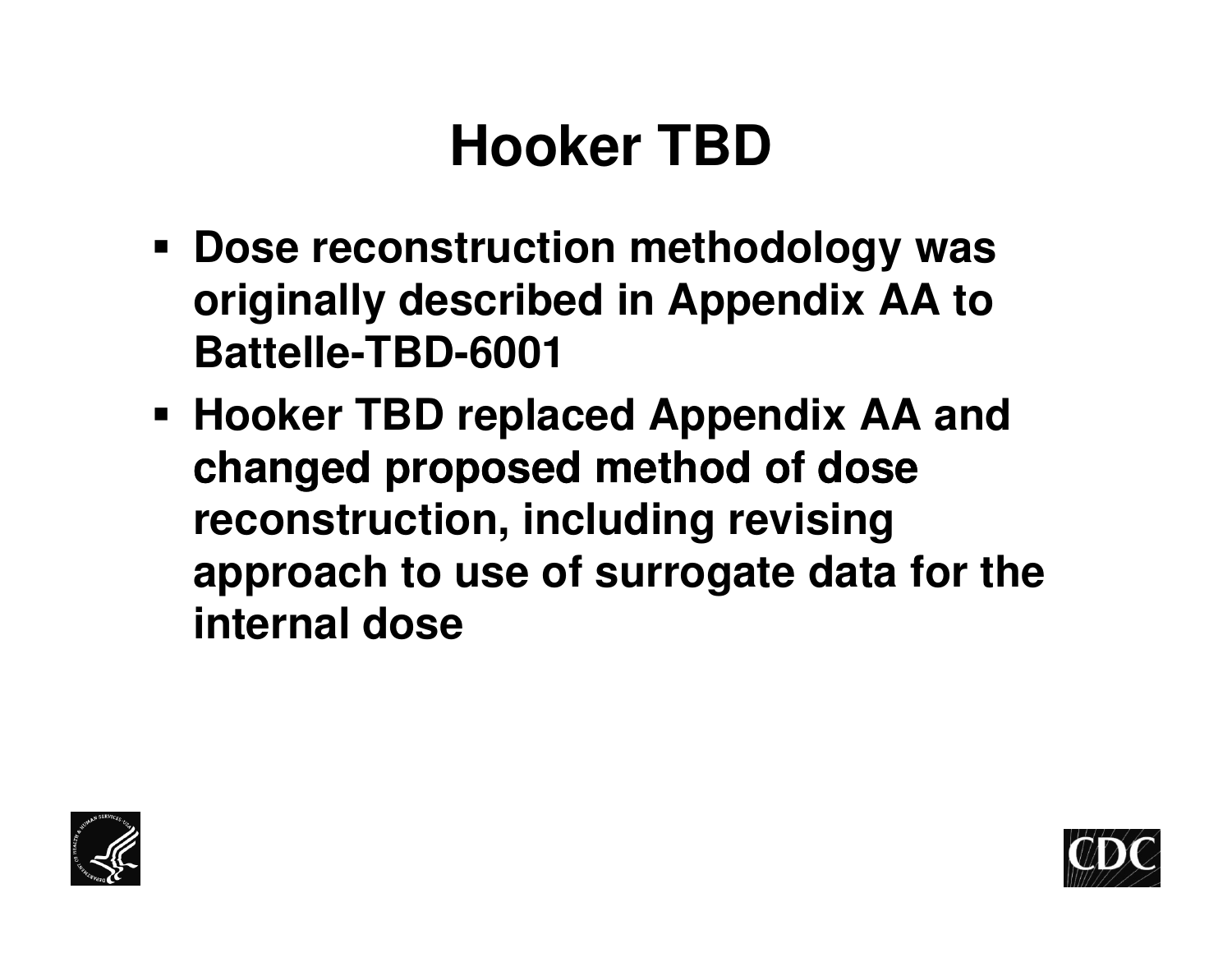# Hooker TBD

- Dose reconstruction methodology was originally described in Appendix AA to Battelle-TBD-6001
- Hooker TBD replaced Appendix AA and changed proposed method of dose reconstruction, including revising approach to use of surrogate data for the internal dose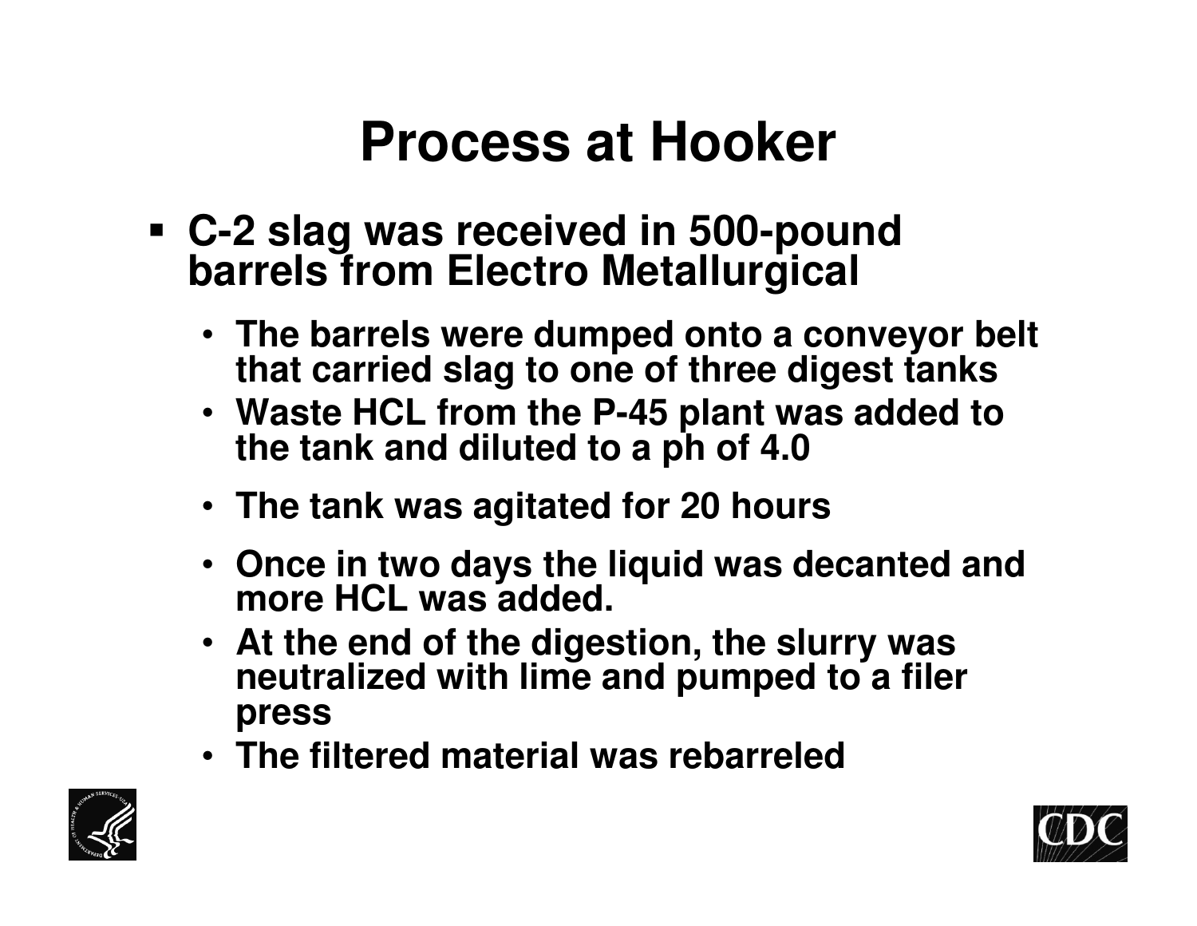# Process at Hooker

- **C-2 slag was received in 500-pound barrels from Electro Metallurgical**
  - **The barrels were dumped onto a conveyor belt that carried slag to one of three digest tanks**
  - **Waste HCL from the P-45 plant was added to the tank and diluted to a ph of 4.0**
  - **The tank was agitated for 20 hours**
  - **Once in two days the liquid was decanted and more HCL was added.**
  - **At the end of the digestion, the slurry was neutralized with lime and pumped to a filer press**
  - **The filtered material was rebarreled**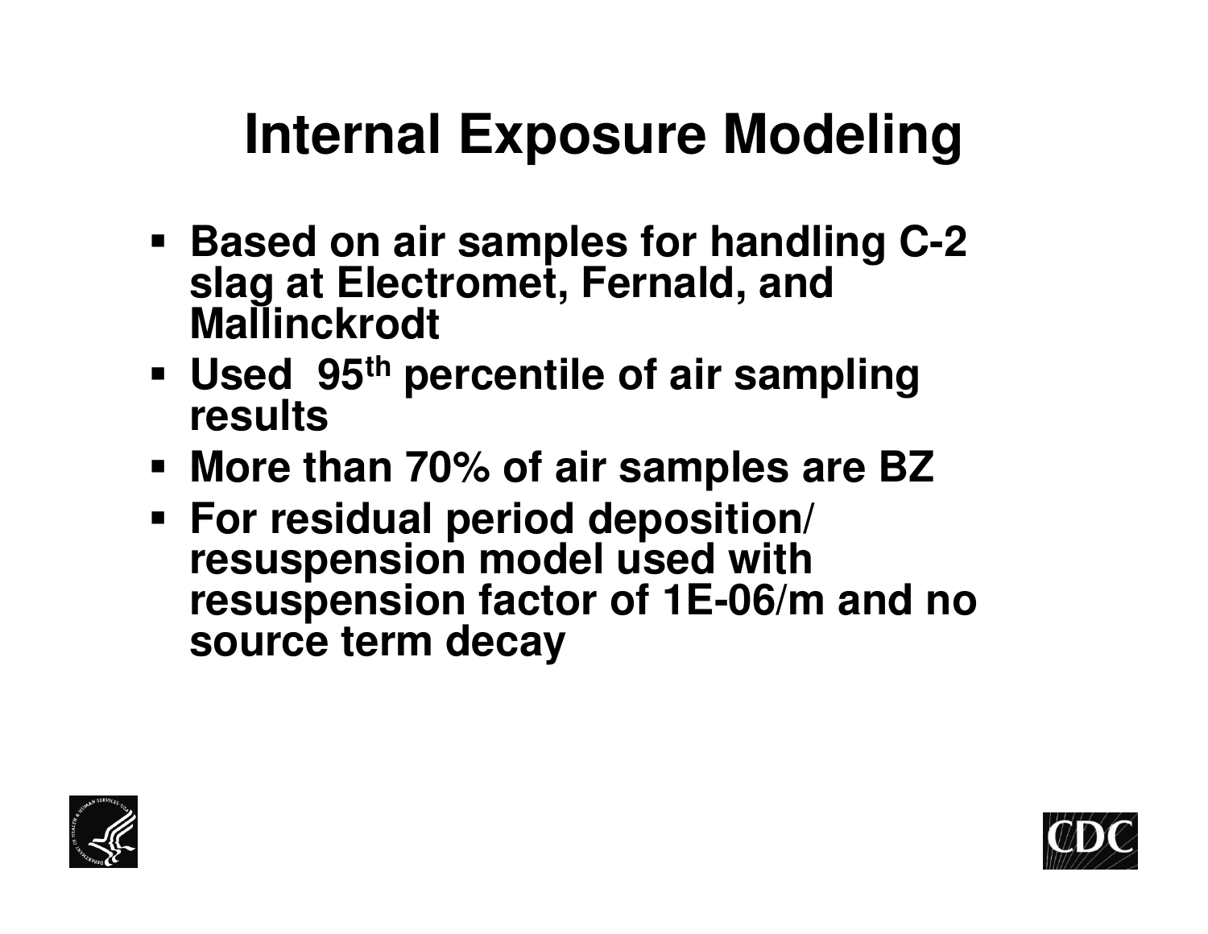# Internal Exposure Modeling

- Based on air samples for handling C-2 slag at Electromet, Fernald, and Mallinckrodt
- Used 95th percentile of air sampling results
- More than 70% of air samples are BZ
- For residual period deposition/ resuspension model used with resuspension factor of 1E-06/m and no source term decay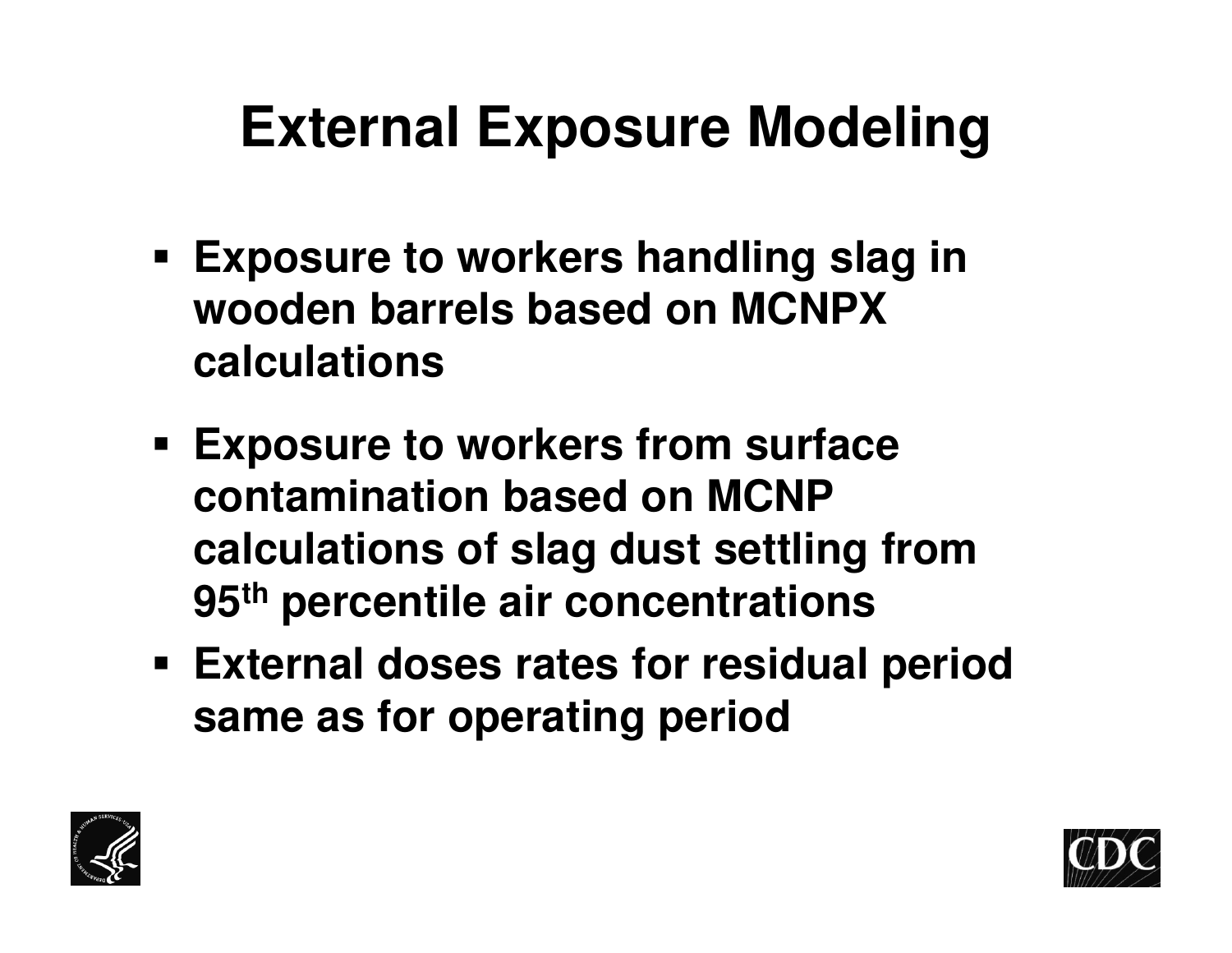# External Exposure Modeling

- Exposure to workers handling slag in wooden barrels based on MCNPX calculations
- Exposure to workers from surface contamination based on MCNP calculations of slag dust settling from 95$^{th}$ percentile air concentrations
- External doses rates for residual period same as for operating period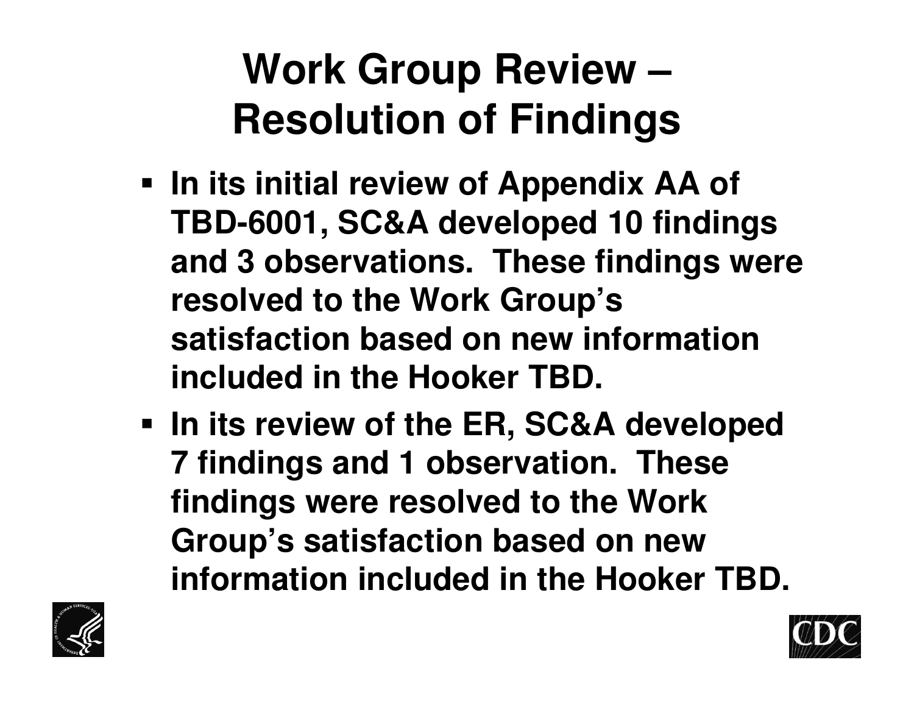# Work Group Review – Resolution of Findings

- In its initial review of Appendix AA of TBD-6001, SC&A developed 10 findings and 3 observations. These findings were resolved to the Work Group's satisfaction based on new information included in the Hooker TBD.
- In its review of the ER, SC&A developed 7 findings and 1 observation. These findings were resolved to the Work Group's satisfaction based on new information included in the Hooker TBD.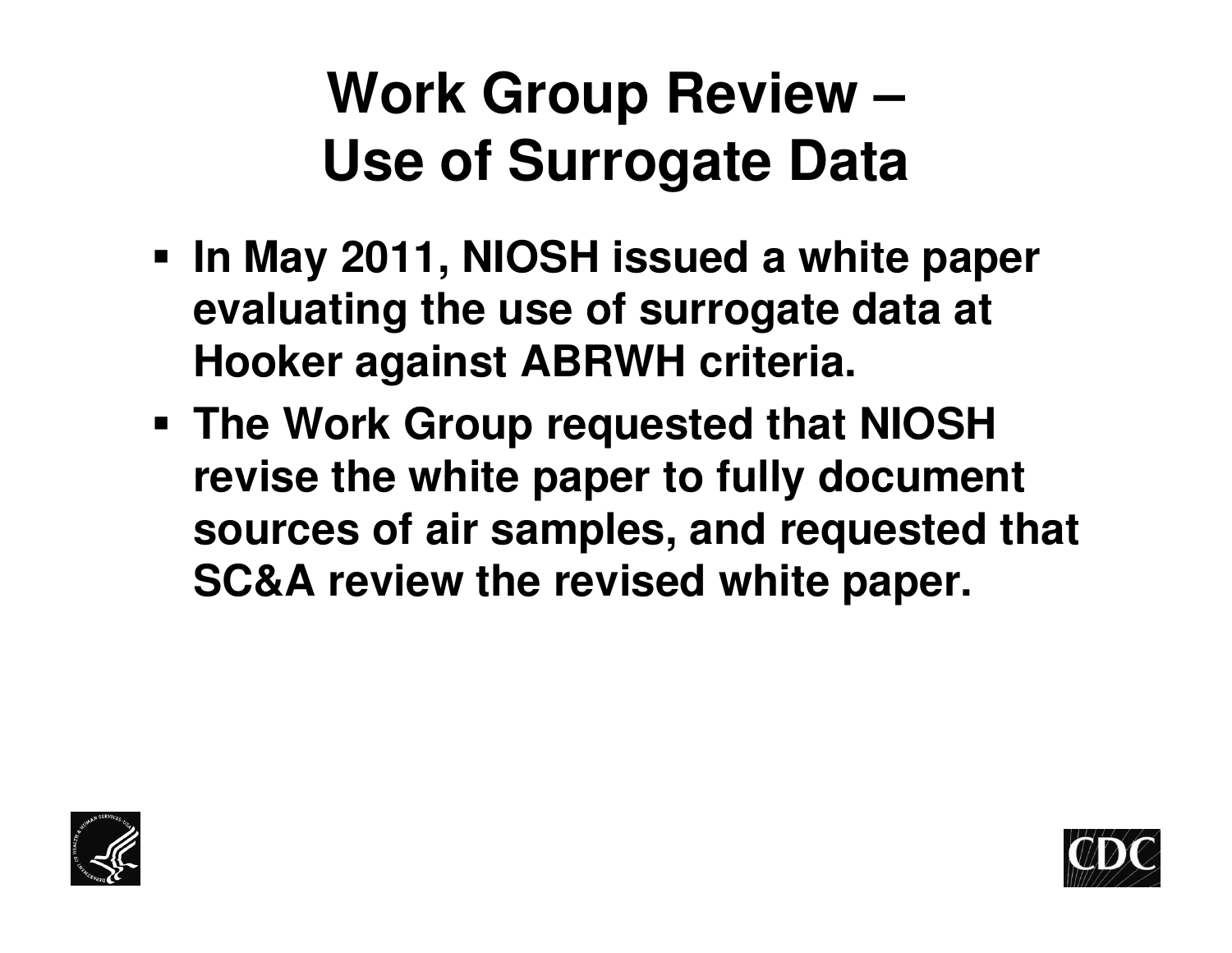# Work Group Review – Use of Surrogate Data

- In May 2011, NIOSH issued a white paper evaluating the use of surrogate data at Hooker against ABRWH criteria.
- The Work Group requested that NIOSH revise the white paper to fully document sources of air samples, and requested that SC&A review the revised white paper.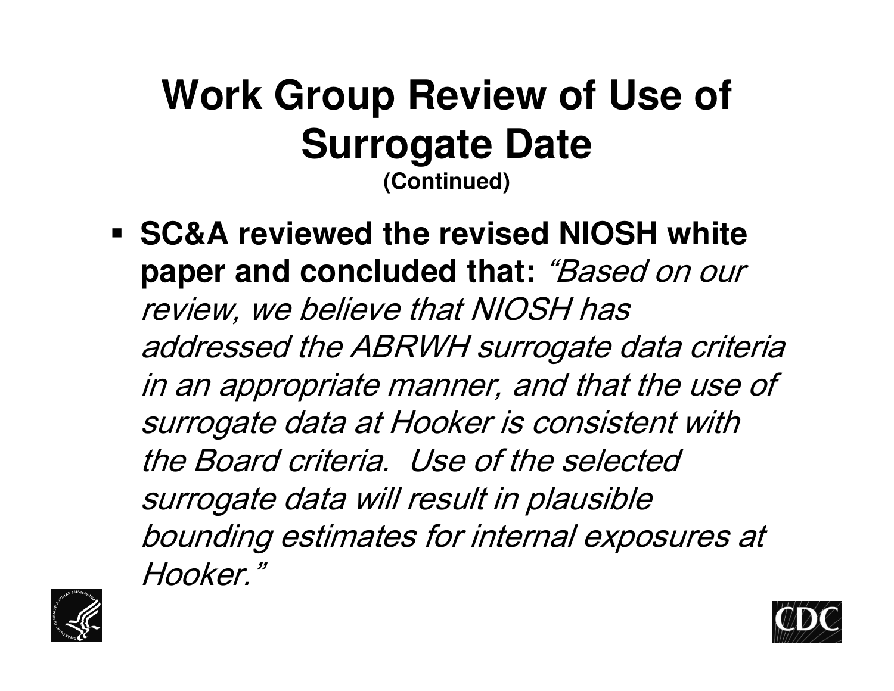# Work Group Review of Use of Surrogate Date

**(Continued)**

- **SC&A reviewed the revised NIOSH white paper and concluded that:** *"Based on our review, we believe that NIOSH has addressed the ABRWH surrogate data criteria in an appropriate manner, and that the use of surrogate data at Hooker is consistent with the Board criteria. Use of the selected surrogate data will result in plausible bounding estimates for internal exposures at Hooker."*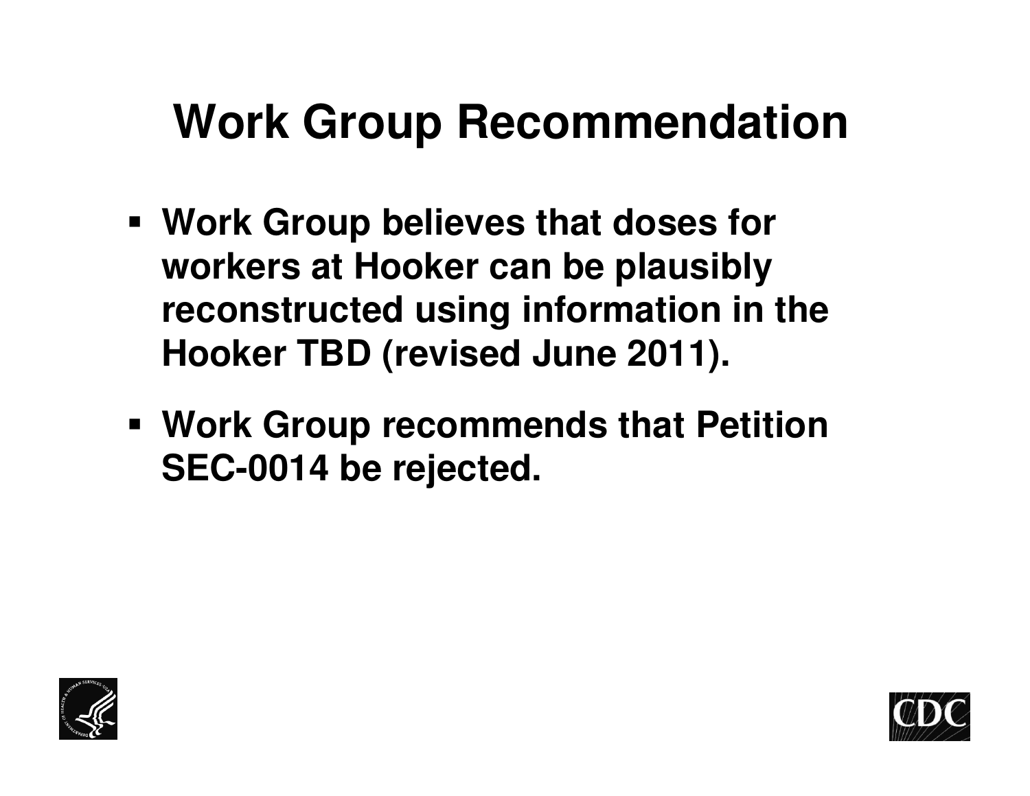# Work Group Recommendation

- **Work Group believes that doses for workers at Hooker can be plausibly reconstructed using information in the Hooker TBD (revised June 2011).**
- **Work Group recommends that Petition SEC-0014 be rejected.**